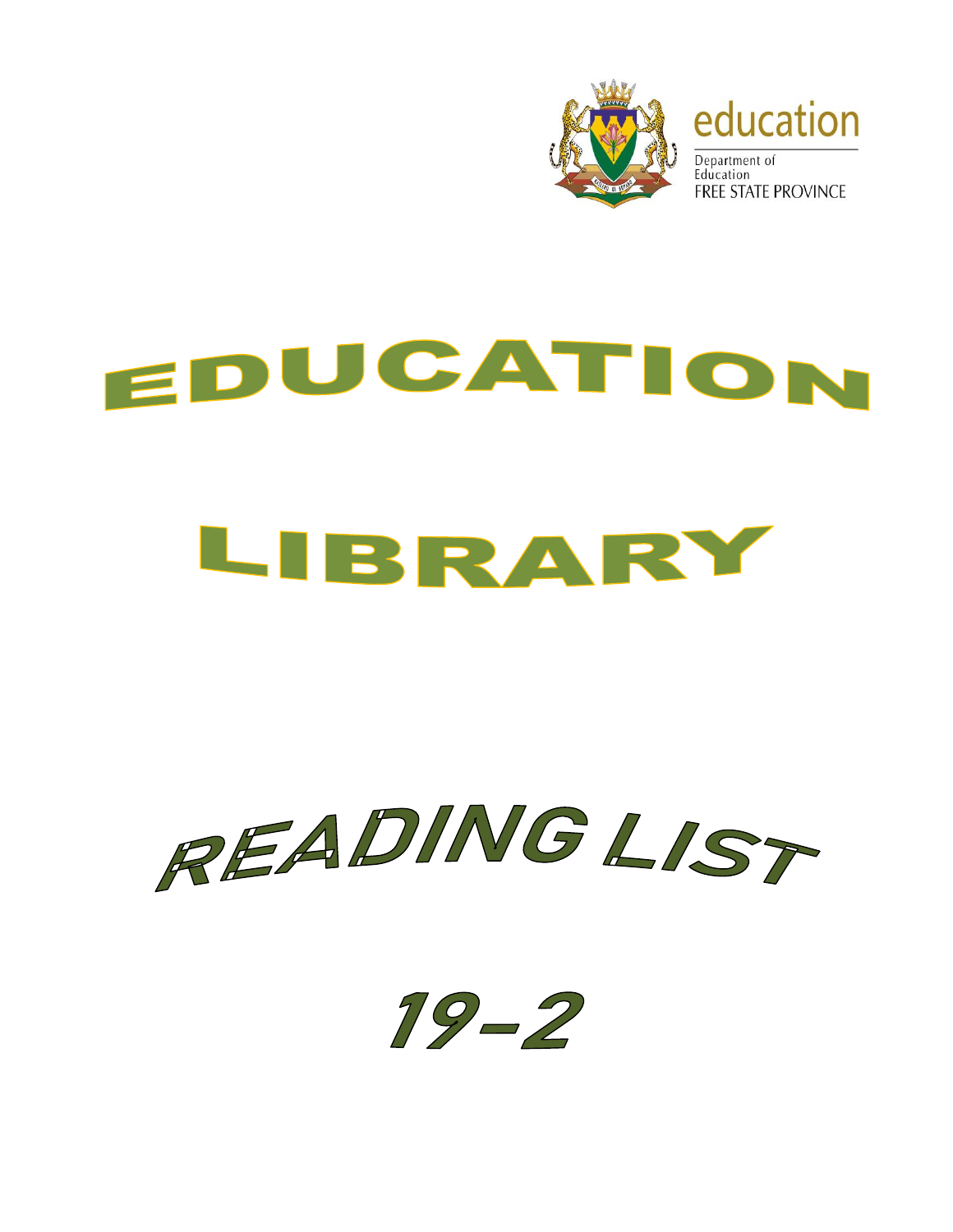education

Department of Education
FREE STATE PROVINCE

# EDUCATION

# LIBRARY

# READING LIST

# 19-2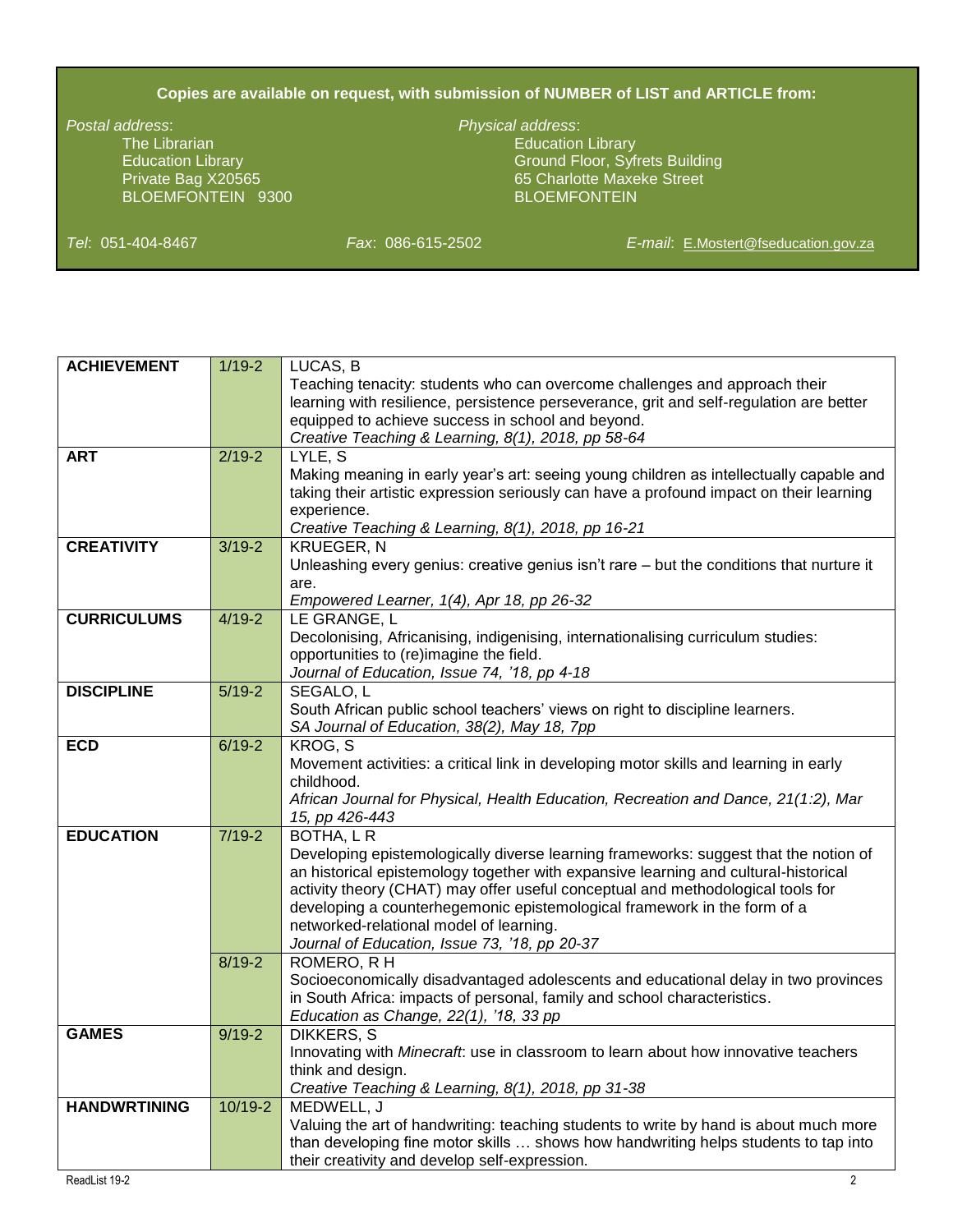**Copies are available on request, with submission of NUMBER of LIST and ARTICLE from:**

*Postal address*:
The Librarian
Education Library
Private Bag X20565
BLOEMFONTEIN 9300

*Physical address*:
Education Library
Ground Floor, Syfrets Building
65 Charlotte Maxeke Street
BLOEMFONTEIN

*Tel*: 051-404-8467 *Fax*: 086-615-2502 *E-mail*: E.Mostert@fseducation.gov.za

| | | |
|---|---|---|
| **ACHIEVEMENT** | 1/19-2 | LUCAS, B<br>Teaching tenacity: students who can overcome challenges and approach their learning with resilience, persistence perseverance, grit and self-regulation are better equipped to achieve success in school and beyond.<br>*Creative Teaching & Learning, 8(1), 2018, pp 58-64* |
| **ART** | 2/19-2 | LYLE, S<br>Making meaning in early year's art: seeing young children as intellectually capable and taking their artistic expression seriously can have a profound impact on their learning experience.<br>*Creative Teaching & Learning, 8(1), 2018, pp 16-21* |
| **CREATIVITY** | 3/19-2 | KRUEGER, N<br>Unleashing every genius: creative genius isn't rare – but the conditions that nurture it are.<br>*Empowered Learner, 1(4), Apr 18, pp 26-32* |
| **CURRICULUMS** | 4/19-2 | LE GRANGE, L<br>Decolonising, Africanising, indigenising, internationalising curriculum studies: opportunities to (re)imagine the field.<br>*Journal of Education, Issue 74, '18, pp 4-18* |
| **DISCIPLINE** | 5/19-2 | SEGALO, L<br>South African public school teachers' views on right to discipline learners.<br>*SA Journal of Education, 38(2), May 18, 7pp* |
| **ECD** | 6/19-2 | KROG, S<br>Movement activities: a critical link in developing motor skills and learning in early childhood.<br>*African Journal for Physical, Health Education, Recreation and Dance, 21(1:2), Mar 15, pp 426-443* |
| **EDUCATION** | 7/19-2 | BOTHA, L R<br>Developing epistemologically diverse learning frameworks: suggest that the notion of an historical epistemology together with expansive learning and cultural-historical activity theory (CHAT) may offer useful conceptual and methodological tools for developing a counterhegemonic epistemological framework in the form of a networked-relational model of learning.<br>*Journal of Education, Issue 73, '18, pp 20-37* |
| | 8/19-2 | ROMERO, R H<br>Socioeconomically disadvantaged adolescents and educational delay in two provinces in South Africa: impacts of personal, family and school characteristics.<br>*Education as Change, 22(1), '18, 33 pp* |
| **GAMES** | 9/19-2 | DIKKERS, S<br>Innovating with *Minecraft*: use in classroom to learn about how innovative teachers think and design.<br>*Creative Teaching & Learning, 8(1), 2018, pp 31-38* |
| **HANDWRTINING** | 10/19-2 | MEDWELL, J<br>Valuing the art of handwriting: teaching students to write by hand is about much more than developing fine motor skills … shows how handwriting helps students to tap into their creativity and develop self-expression. |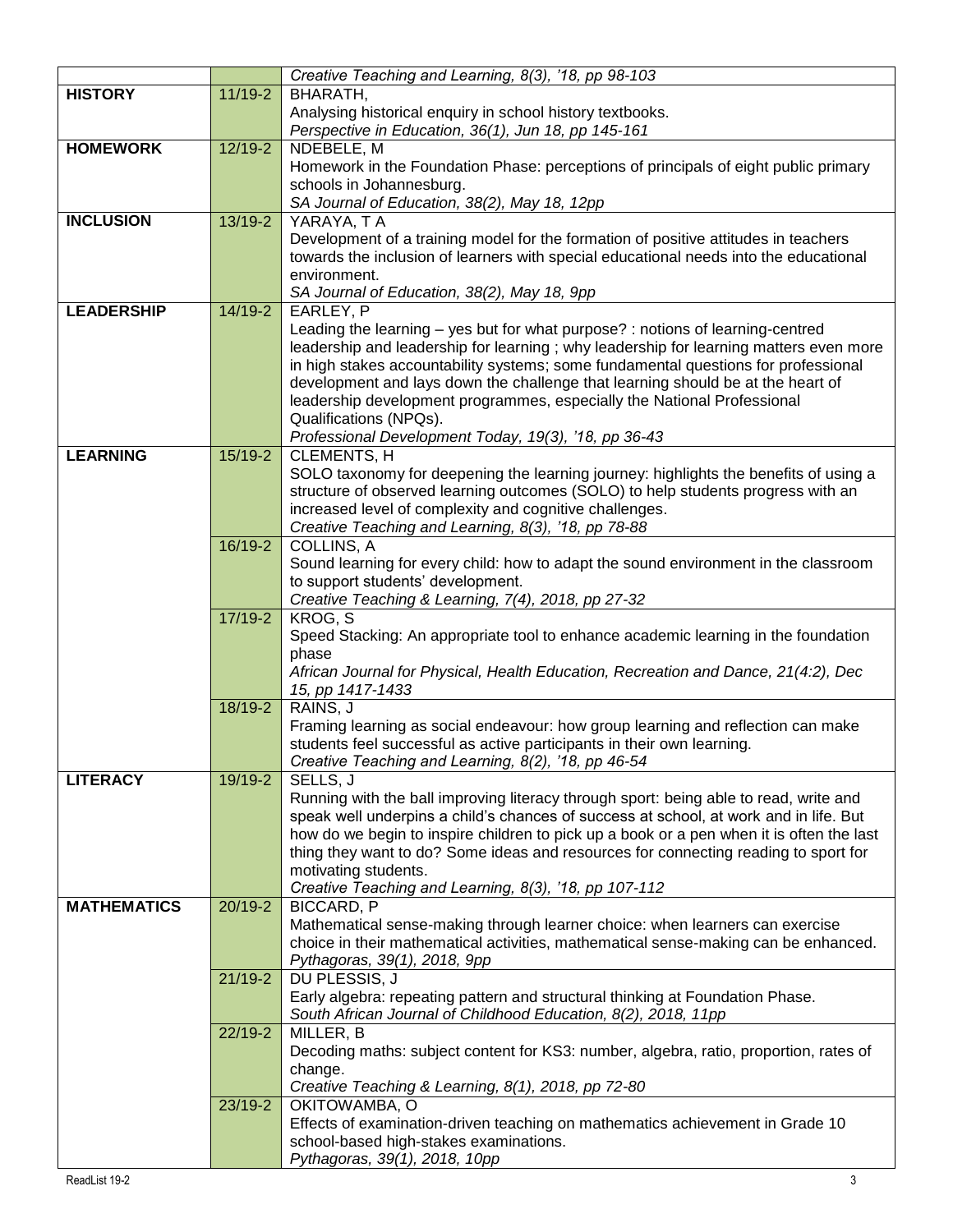| | | |
|---|---|---|
| | | *Creative Teaching and Learning, 8(3), '18, pp 98-103* |
| **HISTORY** | 11/19-2 | BHARATH,<br>Analysing historical enquiry in school history textbooks.<br>*Perspective in Education, 36(1), Jun 18, pp 145-161* |
| **HOMEWORK** | 12/19-2 | NDEBELE, M<br>Homework in the Foundation Phase: perceptions of principals of eight public primary schools in Johannesburg.<br>*SA Journal of Education, 38(2), May 18, 12pp* |
| **INCLUSION** | 13/19-2 | YARAYA, T A<br>Development of a training model for the formation of positive attitudes in teachers towards the inclusion of learners with special educational needs into the educational environment.<br>*SA Journal of Education, 38(2), May 18, 9pp* |
| **LEADERSHIP** | 14/19-2 | EARLEY, P<br>Leading the learning – yes but for what purpose? : notions of learning-centred leadership and leadership for learning ; why leadership for learning matters even more in high stakes accountability systems; some fundamental questions for professional development and lays down the challenge that learning should be at the heart of leadership development programmes, especially the National Professional Qualifications (NPQs).<br>*Professional Development Today, 19(3), '18, pp 36-43* |
| **LEARNING** | 15/19-2 | CLEMENTS, H<br>SOLO taxonomy for deepening the learning journey: highlights the benefits of using a structure of observed learning outcomes (SOLO) to help students progress with an increased level of complexity and cognitive challenges.<br>*Creative Teaching and Learning, 8(3), '18, pp 78-88* |
| | 16/19-2 | COLLINS, A<br>Sound learning for every child: how to adapt the sound environment in the classroom to support students' development.<br>*Creative Teaching & Learning, 7(4), 2018, pp 27-32* |
| | 17/19-2 | KROG, S<br>Speed Stacking: An appropriate tool to enhance academic learning in the foundation phase<br>*African Journal for Physical, Health Education, Recreation and Dance, 21(4:2), Dec 15, pp 1417-1433* |
| | 18/19-2 | RAINS, J<br>Framing learning as social endeavour: how group learning and reflection can make students feel successful as active participants in their own learning.<br>*Creative Teaching and Learning, 8(2), '18, pp 46-54* |
| **LITERACY** | 19/19-2 | SELLS, J<br>Running with the ball improving literacy through sport: being able to read, write and speak well underpins a child's chances of success at school, at work and in life. But how do we begin to inspire children to pick up a book or a pen when it is often the last thing they want to do? Some ideas and resources for connecting reading to sport for motivating students.<br>*Creative Teaching and Learning, 8(3), '18, pp 107-112* |
| **MATHEMATICS** | 20/19-2 | BICCARD, P<br>Mathematical sense-making through learner choice: when learners can exercise choice in their mathematical activities, mathematical sense-making can be enhanced.<br>*Pythagoras, 39(1), 2018, 9pp* |
| | 21/19-2 | DU PLESSIS, J<br>Early algebra: repeating pattern and structural thinking at Foundation Phase.<br>*South African Journal of Childhood Education, 8(2), 2018, 11pp* |
| | 22/19-2 | MILLER, B<br>Decoding maths: subject content for KS3: number, algebra, ratio, proportion, rates of change.<br>*Creative Teaching & Learning, 8(1), 2018, pp 72-80* |
| | 23/19-2 | OKITOWAMBA, O<br>Effects of examination-driven teaching on mathematics achievement in Grade 10 school-based high-stakes examinations.<br>*Pythagoras, 39(1), 2018, 10pp* |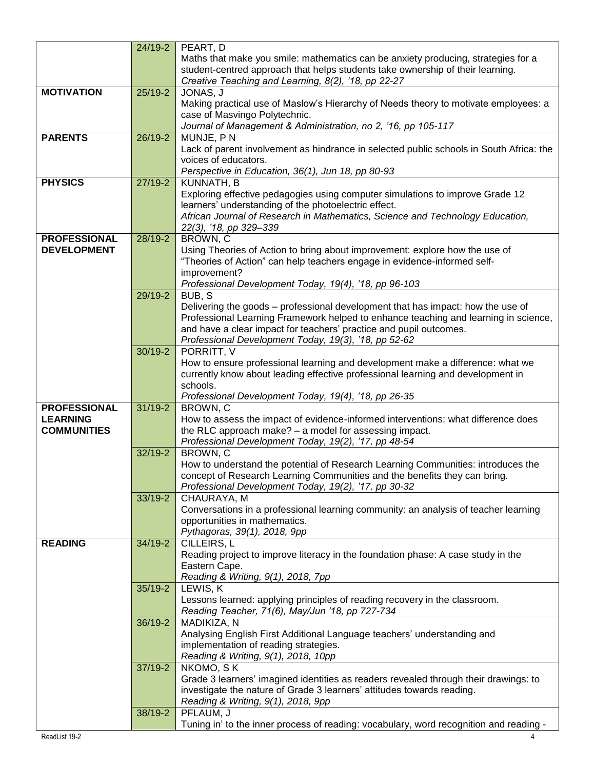| | | |
|---|---|---|
| | 24/19-2 | PEART, D<br>Maths that make you smile: mathematics can be anxiety producing, strategies for a student-centred approach that helps students take ownership of their learning.<br>*Creative Teaching and Learning, 8(2), '18, pp 22-27* |
| **MOTIVATION** | 25/19-2 | JONAS, J<br>Making practical use of Maslow's Hierarchy of Needs theory to motivate employees: a case of Masvingo Polytechnic.<br>*Journal of Management & Administration, no 2, '16, pp 105-117* |
| **PARENTS** | 26/19-2 | MUNJE, P N<br>Lack of parent involvement as hindrance in selected public schools in South Africa: the voices of educators.<br>*Perspective in Education, 36(1), Jun 18, pp 80-93* |
| **PHYSICS** | 27/19-2 | KUNNATH, B<br>Exploring effective pedagogies using computer simulations to improve Grade 12 learners' understanding of the photoelectric effect.<br>*African Journal of Research in Mathematics, Science and Technology Education, 22(3), '18, pp 329–339* |
| **PROFESSIONAL DEVELOPMENT** | 28/19-2 | BROWN, C<br>Using Theories of Action to bring about improvement: explore how the use of "Theories of Action" can help teachers engage in evidence-informed self-improvement?<br>*Professional Development Today, 19(4), '18, pp 96-103* |
| | 29/19-2 | BUB, S<br>Delivering the goods – professional development that has impact: how the use of Professional Learning Framework helped to enhance teaching and learning in science, and have a clear impact for teachers' practice and pupil outcomes.<br>*Professional Development Today, 19(3), '18, pp 52-62* |
| | 30/19-2 | PORRITT, V<br>How to ensure professional learning and development make a difference: what we currently know about leading effective professional learning and development in schools.<br>*Professional Development Today, 19(4), '18, pp 26-35* |
| **PROFESSIONAL LEARNING COMMUNITIES** | 31/19-2 | BROWN, C<br>How to assess the impact of evidence-informed interventions: what difference does the RLC approach make? – a model for assessing impact.<br>*Professional Development Today, 19(2), '17, pp 48-54* |
| | 32/19-2 | BROWN, C<br>How to understand the potential of Research Learning Communities: introduces the concept of Research Learning Communities and the benefits they can bring.<br>*Professional Development Today, 19(2), '17, pp 30-32* |
| | 33/19-2 | CHAURAYA, M<br>Conversations in a professional learning community: an analysis of teacher learning opportunities in mathematics.<br>*Pythagoras, 39(1), 2018, 9pp* |
| **READING** | 34/19-2 | CILLEIRS, L<br>Reading project to improve literacy in the foundation phase: A case study in the Eastern Cape.<br>*Reading & Writing, 9(1), 2018, 7pp* |
| | 35/19-2 | LEWIS, K<br>Lessons learned: applying principles of reading recovery in the classroom.<br>*Reading Teacher, 71(6), May/Jun '18, pp 727-734* |
| | 36/19-2 | MADIKIZA, N<br>Analysing English First Additional Language teachers' understanding and implementation of reading strategies.<br>*Reading & Writing, 9(1), 2018, 10pp* |
| | 37/19-2 | NKOMO, S K<br>Grade 3 learners' imagined identities as readers revealed through their drawings: to investigate the nature of Grade 3 learners' attitudes towards reading.<br>*Reading & Writing, 9(1), 2018, 9pp* |
| | 38/19-2 | PFLAUM, J<br>Tuning in' to the inner process of reading: vocabulary, word recognition and reading - |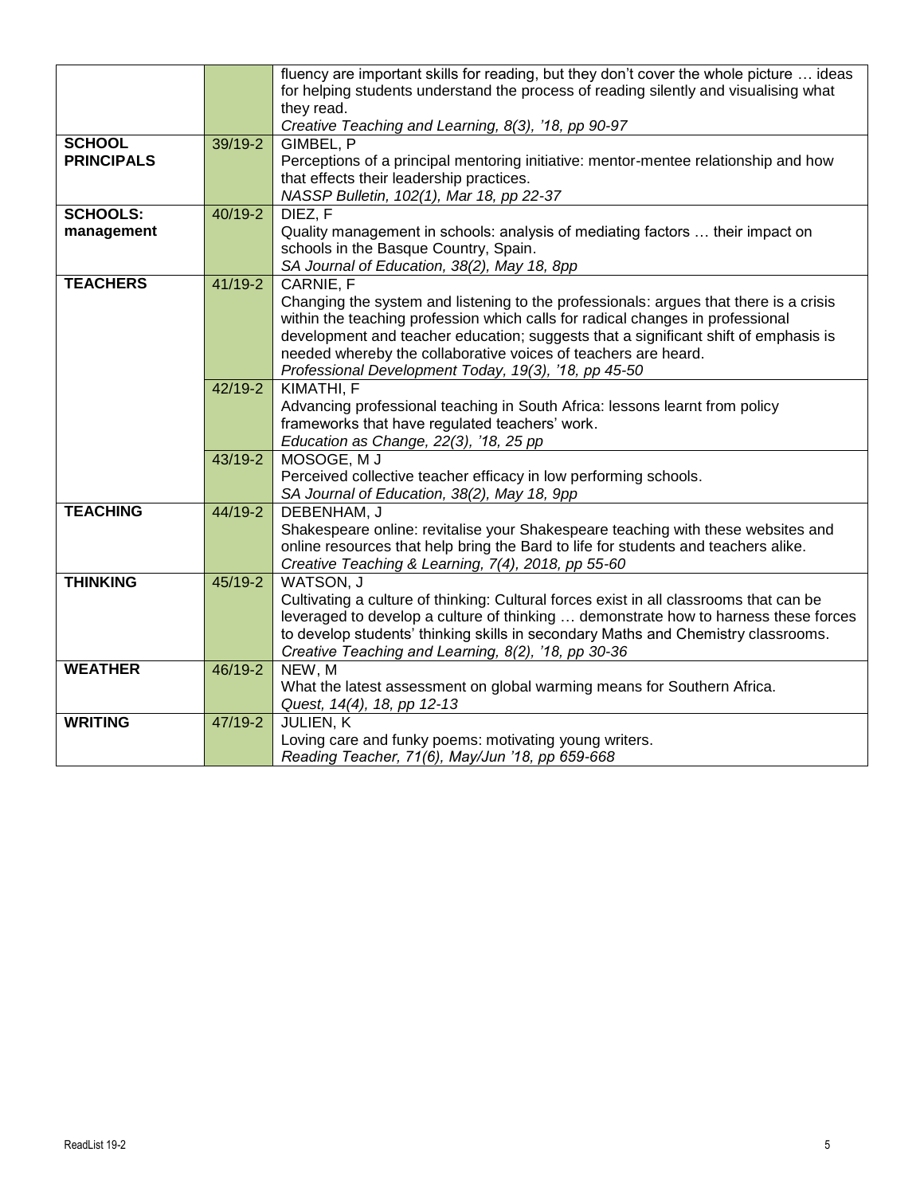| | | |
|---|---|---|
| | | fluency are important skills for reading, but they don't cover the whole picture … ideas for helping students understand the process of reading silently and visualising what they read.<br>*Creative Teaching and Learning, 8(3), '18, pp 90-97* |
| **SCHOOL PRINCIPALS** | 39/19-2 | GIMBEL, P<br>Perceptions of a principal mentoring initiative: mentor-mentee relationship and how that effects their leadership practices.<br>*NASSP Bulletin, 102(1), Mar 18, pp 22-37* |
| **SCHOOLS: management** | 40/19-2 | DIEZ, F<br>Quality management in schools: analysis of mediating factors … their impact on schools in the Basque Country, Spain.<br>*SA Journal of Education, 38(2), May 18, 8pp* |
| **TEACHERS** | 41/19-2 | CARNIE, F<br>Changing the system and listening to the professionals: argues that there is a crisis within the teaching profession which calls for radical changes in professional development and teacher education; suggests that a significant shift of emphasis is needed whereby the collaborative voices of teachers are heard.<br>*Professional Development Today, 19(3), '18, pp 45-50* |
| | 42/19-2 | KIMATHI, F<br>Advancing professional teaching in South Africa: lessons learnt from policy frameworks that have regulated teachers' work.<br>*Education as Change, 22(3), '18, 25 pp* |
| | 43/19-2 | MOSOGE, M J<br>Perceived collective teacher efficacy in low performing schools.<br>*SA Journal of Education, 38(2), May 18, 9pp* |
| **TEACHING** | 44/19-2 | DEBENHAM, J<br>Shakespeare online: revitalise your Shakespeare teaching with these websites and online resources that help bring the Bard to life for students and teachers alike.<br>*Creative Teaching & Learning, 7(4), 2018, pp 55-60* |
| **THINKING** | 45/19-2 | WATSON, J<br>Cultivating a culture of thinking: Cultural forces exist in all classrooms that can be leveraged to develop a culture of thinking … demonstrate how to harness these forces to develop students' thinking skills in secondary Maths and Chemistry classrooms.<br>*Creative Teaching and Learning, 8(2), '18, pp 30-36* |
| **WEATHER** | 46/19-2 | NEW, M<br>What the latest assessment on global warming means for Southern Africa.<br>*Quest, 14(4), 18, pp 12-13* |
| **WRITING** | 47/19-2 | JULIEN, K<br>Loving care and funky poems: motivating young writers.<br>*Reading Teacher, 71(6), May/Jun '18, pp 659-668* |